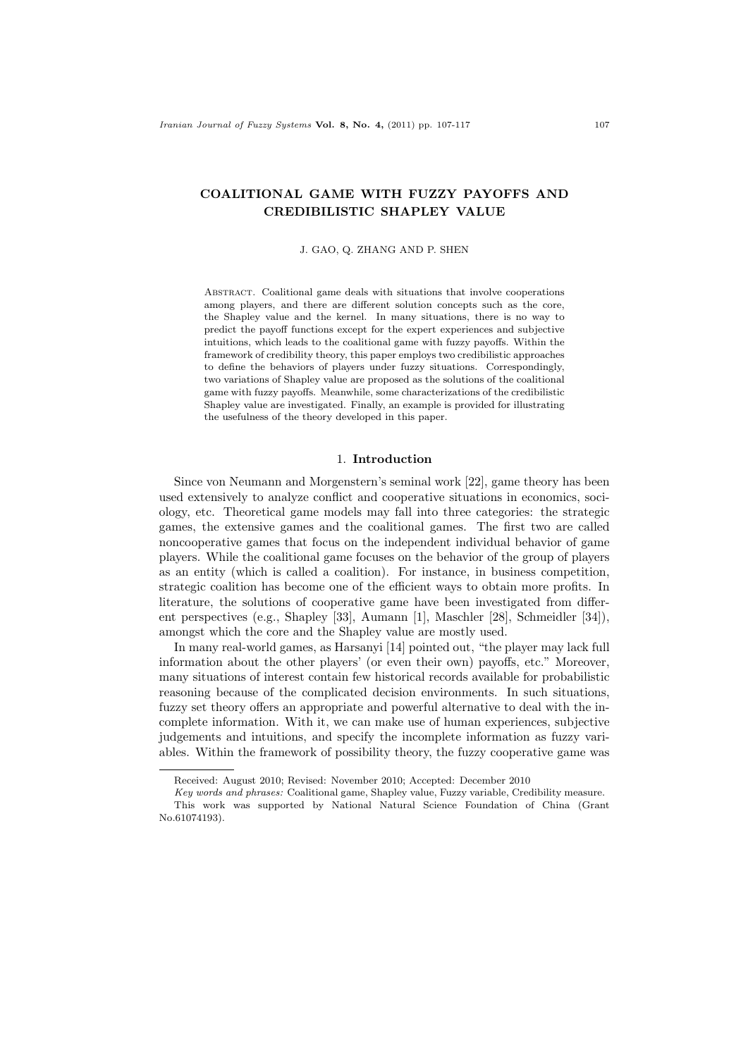# COALITIONAL GAME WITH FUZZY PAYOFFS AND CREDIBILISTIC SHAPLEY VALUE

J. GAO, Q. ZHANG AND P. SHEN

Abstract. Coalitional game deals with situations that involve cooperations among players, and there are different solution concepts such as the core, the Shapley value and the kernel. In many situations, there is no way to predict the payoff functions except for the expert experiences and subjective intuitions, which leads to the coalitional game with fuzzy payoffs. Within the framework of credibility theory, this paper employs two credibilistic approaches to define the behaviors of players under fuzzy situations. Correspondingly, two variations of Shapley value are proposed as the solutions of the coalitional game with fuzzy payoffs. Meanwhile, some characterizations of the credibilistic Shapley value are investigated. Finally, an example is provided for illustrating the usefulness of the theory developed in this paper.

## 1. Introduction

Since von Neumann and Morgenstern's seminal work [22], game theory has been used extensively to analyze conflict and cooperative situations in economics, sociology, etc. Theoretical game models may fall into three categories: the strategic games, the extensive games and the coalitional games. The first two are called noncooperative games that focus on the independent individual behavior of game players. While the coalitional game focuses on the behavior of the group of players as an entity (which is called a coalition). For instance, in business competition, strategic coalition has become one of the efficient ways to obtain more profits. In literature, the solutions of cooperative game have been investigated from different perspectives (e.g., Shapley [33], Aumann [1], Maschler [28], Schmeidler [34]), amongst which the core and the Shapley value are mostly used.

In many real-world games, as Harsanyi [14] pointed out, "the player may lack full information about the other players' (or even their own) payoffs, etc." Moreover, many situations of interest contain few historical records available for probabilistic reasoning because of the complicated decision environments. In such situations, fuzzy set theory offers an appropriate and powerful alternative to deal with the incomplete information. With it, we can make use of human experiences, subjective judgements and intuitions, and specify the incomplete information as fuzzy variables. Within the framework of possibility theory, the fuzzy cooperative game was

---

Received: August 2010; Revised: November 2010; Accepted: December 2010

*Key words and phrases:* Coalitional game, Shapley value, Fuzzy variable, Credibility measure.

This work was supported by National Natural Science Foundation of China (Grant No.61074193).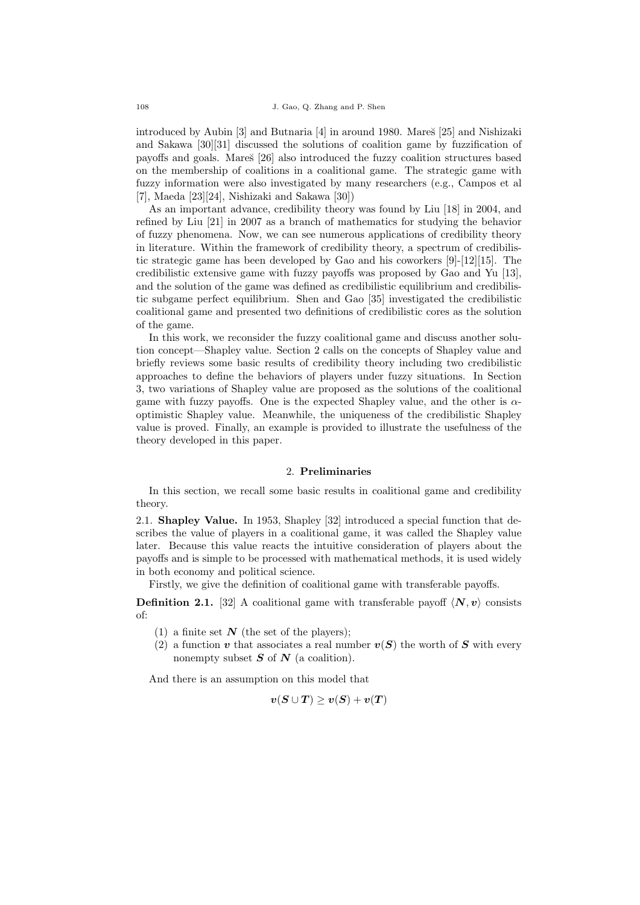introduced by Aubin [3] and Butnaria [4] in around 1980. Mareš [25] and Nishizaki and Sakawa [30][31] discussed the solutions of coalition game by fuzzification of payoffs and goals. Mareš [26] also introduced the fuzzy coalition structures based on the membership of coalitions in a coalitional game. The strategic game with fuzzy information were also investigated by many researchers (e.g., Campos et al [7], Maeda [23][24], Nishizaki and Sakawa [30])

As an important advance, credibility theory was found by Liu [18] in 2004, and refined by Liu [21] in 2007 as a branch of mathematics for studying the behavior of fuzzy phenomena. Now, we can see numerous applications of credibility theory in literature. Within the framework of credibility theory, a spectrum of credibilistic strategic game has been developed by Gao and his coworkers [9]-[12][15]. The credibilistic extensive game with fuzzy payoffs was proposed by Gao and Yu [13], and the solution of the game was defined as credibilistic equilibrium and credibilistic subgame perfect equilibrium. Shen and Gao [35] investigated the credibilistic coalitional game and presented two definitions of credibilistic cores as the solution of the game.

In this work, we reconsider the fuzzy coalitional game and discuss another solution concept—Shapley value. Section 2 calls on the concepts of Shapley value and briefly reviews some basic results of credibility theory including two credibilistic approaches to define the behaviors of players under fuzzy situations. In Section 3, two variations of Shapley value are proposed as the solutions of the coalitional game with fuzzy payoffs. One is the expected Shapley value, and the other is $\alpha$-optimistic Shapley value. Meanwhile, the uniqueness of the credibilistic Shapley value is proved. Finally, an example is provided to illustrate the usefulness of the theory developed in this paper.

## 2. Preliminaries

In this section, we recall some basic results in coalitional game and credibility theory.

**2.1. Shapley Value.** In 1953, Shapley [32] introduced a special function that describes the value of players in a coalitional game, it was called the Shapley value later. Because this value reacts the intuitive consideration of players about the payoffs and is simple to be processed with mathematical methods, it is used widely in both economy and political science.

Firstly, we give the definition of coalitional game with transferable payoffs.

**Definition 2.1.** [32] A coalitional game with transferable payoff $\langle \boldsymbol{N}, \boldsymbol{v} \rangle$ consists of:

(1) a finite set $\boldsymbol{N}$ (the set of the players);

(2) a function $\boldsymbol{v}$ that associates a real number $\boldsymbol{v}(\boldsymbol{S})$ the worth of $\boldsymbol{S}$ with every nonempty subset $\boldsymbol{S}$ of $\boldsymbol{N}$ (a coalition).

And there is an assumption on this model that

$$\boldsymbol{v}(\boldsymbol{S} \cup \boldsymbol{T}) \geq \boldsymbol{v}(\boldsymbol{S}) + \boldsymbol{v}(\boldsymbol{T})$$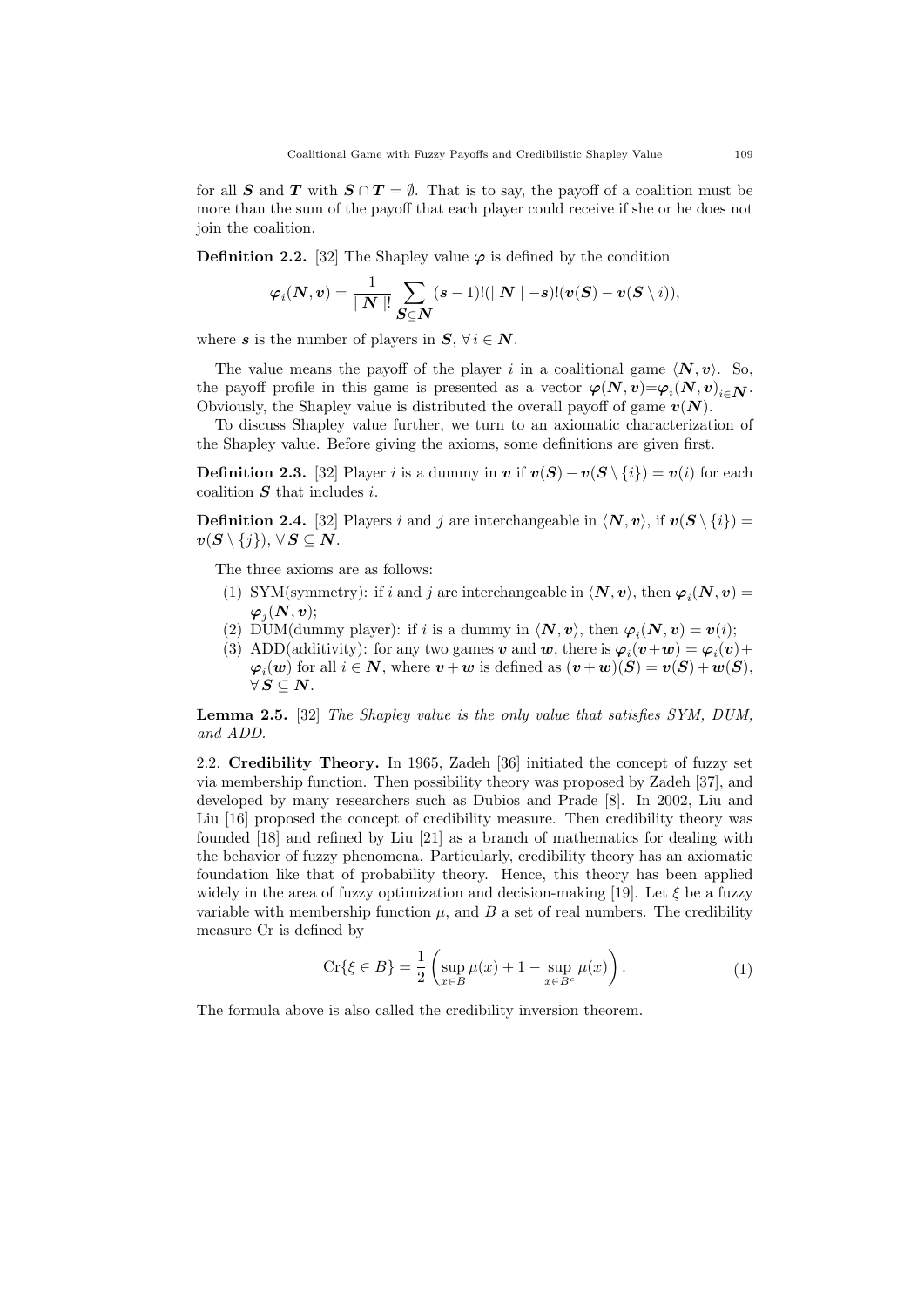for all $\boldsymbol{S}$ and $\boldsymbol{T}$ with $\boldsymbol{S} \cap \boldsymbol{T} = \emptyset$. That is to say, the payoff of a coalition must be more than the sum of the payoff that each player could receive if she or he does not join the coalition.

**Definition 2.2.** [32] The Shapley value $\boldsymbol{\varphi}$ is defined by the condition

$$\boldsymbol{\varphi}_i(\boldsymbol{N}, \boldsymbol{v}) = \frac{1}{\mid \boldsymbol{N} \mid!} \sum_{\boldsymbol{S} \subseteq \boldsymbol{N}} (\boldsymbol{s}-1)!(\mid \boldsymbol{N} \mid - \boldsymbol{s})!(\boldsymbol{v}(\boldsymbol{S}) - \boldsymbol{v}(\boldsymbol{S} \setminus i)),$$

where $\boldsymbol{s}$ is the number of players in $\boldsymbol{S}$, $\forall\, i \in \boldsymbol{N}$.

The value means the payoff of the player $i$ in a coalitional game $\langle \boldsymbol{N}, \boldsymbol{v} \rangle$. So, the payoff profile in this game is presented as a vector $\boldsymbol{\varphi}(\boldsymbol{N}, \boldsymbol{v}) = \boldsymbol{\varphi}_i(\boldsymbol{N}, \boldsymbol{v})_{i \in \boldsymbol{N}}$. Obviously, the Shapley value is distributed the overall payoff of game $\boldsymbol{v}(\boldsymbol{N})$.

To discuss Shapley value further, we turn to an axiomatic characterization of the Shapley value. Before giving the axioms, some definitions are given first.

**Definition 2.3.** [32] Player $i$ is a dummy in $\boldsymbol{v}$ if $\boldsymbol{v}(\boldsymbol{S}) - \boldsymbol{v}(\boldsymbol{S} \setminus \{i\}) = \boldsymbol{v}(i)$ for each coalition $\boldsymbol{S}$ that includes $i$.

**Definition 2.4.** [32] Players $i$ and $j$ are interchangeable in $\langle \boldsymbol{N}, \boldsymbol{v} \rangle$, if $\boldsymbol{v}(\boldsymbol{S} \setminus \{i\}) = \boldsymbol{v}(\boldsymbol{S} \setminus \{j\})$, $\forall\, \boldsymbol{S} \subseteq \boldsymbol{N}$.

The three axioms are as follows:

1. SYM(symmetry): if $i$ and $j$ are interchangeable in $\langle \boldsymbol{N}, \boldsymbol{v} \rangle$, then $\boldsymbol{\varphi}_i(\boldsymbol{N}, \boldsymbol{v}) = \boldsymbol{\varphi}_j(\boldsymbol{N}, \boldsymbol{v})$;
2. DUM(dummy player): if $i$ is a dummy in $\langle \boldsymbol{N}, \boldsymbol{v} \rangle$, then $\boldsymbol{\varphi}_i(\boldsymbol{N}, \boldsymbol{v}) = \boldsymbol{v}(i)$;
3. ADD(additivity): for any two games $\boldsymbol{v}$ and $\boldsymbol{w}$, there is $\boldsymbol{\varphi}_i(\boldsymbol{v}+\boldsymbol{w}) = \boldsymbol{\varphi}_i(\boldsymbol{v}) + \boldsymbol{\varphi}_i(\boldsymbol{w})$ for all $i \in \boldsymbol{N}$, where $\boldsymbol{v}+\boldsymbol{w}$ is defined as $(\boldsymbol{v}+\boldsymbol{w})(\boldsymbol{S}) = \boldsymbol{v}(\boldsymbol{S}) + \boldsymbol{w}(\boldsymbol{S})$, $\forall\, \boldsymbol{S} \subseteq \boldsymbol{N}$.

**Lemma 2.5.** [32] *The Shapley value is the only value that satisfies SYM, DUM, and ADD.*

2.2. **Credibility Theory.** In 1965, Zadeh [36] initiated the concept of fuzzy set via membership function. Then possibility theory was proposed by Zadeh [37], and developed by many researchers such as Dubios and Prade [8]. In 2002, Liu and Liu [16] proposed the concept of credibility measure. Then credibility theory was founded [18] and refined by Liu [21] as a branch of mathematics for dealing with the behavior of fuzzy phenomena. Particularly, credibility theory has an axiomatic foundation like that of probability theory. Hence, this theory has been applied widely in the area of fuzzy optimization and decision-making [19]. Let $\xi$ be a fuzzy variable with membership function $\mu$, and $B$ a set of real numbers. The credibility measure Cr is defined by

$$\mathrm{Cr}\{\xi \in B\} = \frac{1}{2}\left(\sup_{x \in B} \mu(x) + 1 - \sup_{x \in B^c} \mu(x)\right). \tag{1}$$

The formula above is also called the credibility inversion theorem.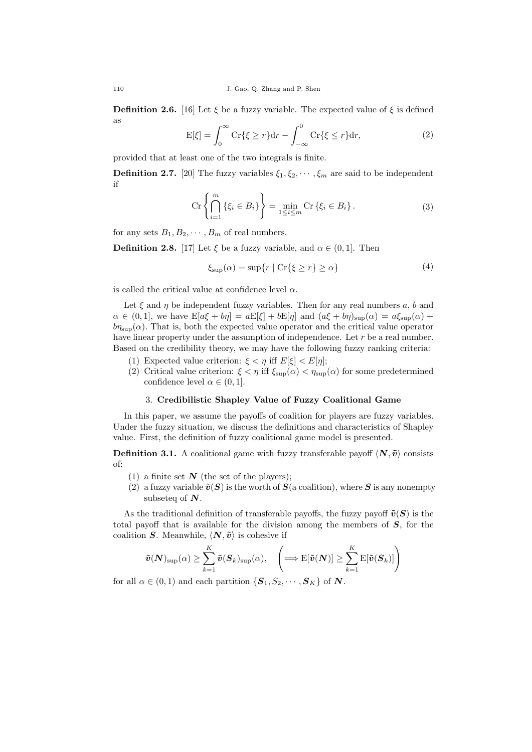**Definition 2.6.** [16] Let $\xi$ be a fuzzy variable. The expected value of $\xi$ is defined as

$$\mathrm{E}[\xi] = \int_0^{\infty} \mathrm{Cr}\{\xi \geq r\}\mathrm{d}r - \int_{-\infty}^{0} \mathrm{Cr}\{\xi \leq r\}\mathrm{d}r, \tag{2}$$

provided that at least one of the two integrals is finite.

**Definition 2.7.** [20] The fuzzy variables $\xi_1, \xi_2, \cdots, \xi_m$ are said to be independent if

$$\mathrm{Cr}\left\{\bigcap_{i=1}^{m} \{\xi_i \in B_i\}\right\} = \min_{1 \leq i \leq m} \mathrm{Cr}\{\xi_i \in B_i\}. \tag{3}$$

for any sets $B_1, B_2, \cdots, B_m$ of real numbers.

**Definition 2.8.** [17] Let $\xi$ be a fuzzy variable, and $\alpha \in (0, 1]$. Then

$$\xi_{\sup}(\alpha) = \sup\{r \mid \mathrm{Cr}\{\xi \geq r\} \geq \alpha\} \tag{4}$$

is called the critical value at confidence level $\alpha$.

Let $\xi$ and $\eta$ be independent fuzzy variables. Then for any real numbers $a$, $b$ and $\alpha \in (0, 1]$, we have $\mathrm{E}[a\xi + b\eta] = a\mathrm{E}[\xi] + b\mathrm{E}[\eta]$ and $(a\xi + b\eta)_{\sup}(\alpha) = a\xi_{\sup}(\alpha) + b\eta_{\sup}(\alpha)$. That is, both the expected value operator and the critical value operator have linear property under the assumption of independence. Let $r$ be a real number. Based on the credibility theory, we may have the following fuzzy ranking criteria:

(1) Expected value criterion: $\xi < \eta$ iff $E[\xi] < E[\eta]$;

(2) Critical value criterion: $\xi < \eta$ iff $\xi_{\sup}(\alpha) < \eta_{\sup}(\alpha)$ for some predetermined confidence level $\alpha \in (0, 1]$.

## 3. Credibilistic Shapley Value of Fuzzy Coalitional Game

In this paper, we assume the payoffs of coalition for players are fuzzy variables. Under the fuzzy situation, we discuss the definitions and characteristics of Shapley value. First, the definition of fuzzy coalitional game model is presented.

**Definition 3.1.** A coalitional game with fuzzy transferable payoff $\langle \boldsymbol{N}, \tilde{\boldsymbol{v}} \rangle$ consists of:

(1) a finite set $\boldsymbol{N}$ (the set of the players);

(2) a fuzzy variable $\tilde{\boldsymbol{v}}(\boldsymbol{S})$ is the worth of $\boldsymbol{S}$(a coalition), where $\boldsymbol{S}$ is any nonempty subseteq of $\boldsymbol{N}$.

As the traditional definition of transferable payoffs, the fuzzy payoff $\tilde{\boldsymbol{v}}(\boldsymbol{S})$ is the total payoff that is available for the division among the members of $\boldsymbol{S}$, for the coalition $\boldsymbol{S}$. Meanwhile, $\langle \boldsymbol{N}, \tilde{\boldsymbol{v}} \rangle$ is cohesive if

$$\tilde{\boldsymbol{v}}(\boldsymbol{N})_{\sup}(\alpha) \geq \sum_{k=1}^{K} \tilde{\boldsymbol{v}}(\boldsymbol{S}_k)_{\sup}(\alpha), \quad \left(\Longrightarrow \mathrm{E}[\tilde{\boldsymbol{v}}(\boldsymbol{N})] \geq \sum_{k=1}^{K} \mathrm{E}[\tilde{\boldsymbol{v}}(\boldsymbol{S}_k)]\right)$$

for all $\alpha \in (0, 1)$ and each partition $\{\boldsymbol{S}_1, S_2, \cdots, \boldsymbol{S}_K\}$ of $\boldsymbol{N}$.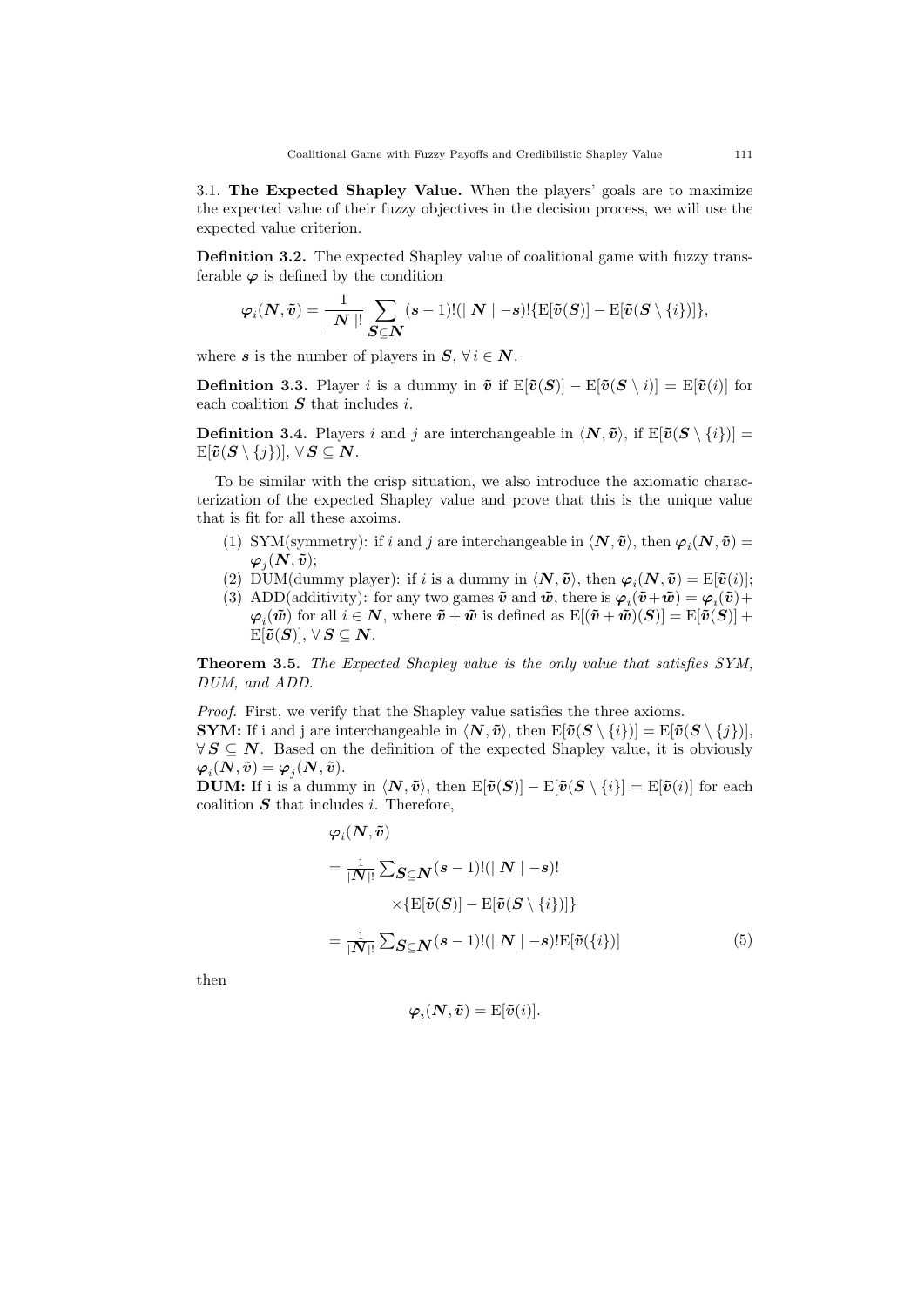3.1. **The Expected Shapley Value.** When the players' goals are to maximize the expected value of their fuzzy objectives in the decision process, we will use the expected value criterion.

**Definition 3.2.** The expected Shapley value of coalitional game with fuzzy transferable $\boldsymbol{\varphi}$ is defined by the condition

$$\boldsymbol{\varphi}_i(\boldsymbol{N}, \tilde{\boldsymbol{v}}) = \frac{1}{\mid \boldsymbol{N} \mid !} \sum_{\boldsymbol{S} \subseteq \boldsymbol{N}} (\boldsymbol{s}-1)!(\mid \boldsymbol{N} \mid -\boldsymbol{s})! \{\mathrm{E}[\tilde{\boldsymbol{v}}(\boldsymbol{S})] - \mathrm{E}[\tilde{\boldsymbol{v}}(\boldsymbol{S} \setminus \{i\})]\},$$

where $\boldsymbol{s}$ is the number of players in $\boldsymbol{S}$, $\forall\, i \in \boldsymbol{N}$.

**Definition 3.3.** Player $i$ is a dummy in $\tilde{\boldsymbol{v}}$ if $\mathrm{E}[\tilde{\boldsymbol{v}}(\boldsymbol{S})] - \mathrm{E}[\tilde{\boldsymbol{v}}(\boldsymbol{S} \setminus i)] = \mathrm{E}[\tilde{\boldsymbol{v}}(i)]$ for each coalition $\boldsymbol{S}$ that includes $i$.

**Definition 3.4.** Players $i$ and $j$ are interchangeable in $\langle \boldsymbol{N}, \tilde{\boldsymbol{v}} \rangle$, if $\mathrm{E}[\tilde{\boldsymbol{v}}(\boldsymbol{S} \setminus \{i\})] = \mathrm{E}[\tilde{\boldsymbol{v}}(\boldsymbol{S} \setminus \{j\})]$, $\forall\, \boldsymbol{S} \subseteq \boldsymbol{N}$.

To be similar with the crisp situation, we also introduce the axiomatic characterization of the expected Shapley value and prove that this is the unique value that is fit for all these axoims.

1. SYM(symmetry): if $i$ and $j$ are interchangeable in $\langle \boldsymbol{N}, \tilde{\boldsymbol{v}} \rangle$, then $\boldsymbol{\varphi}_i(\boldsymbol{N}, \tilde{\boldsymbol{v}}) = \boldsymbol{\varphi}_j(\boldsymbol{N}, \tilde{\boldsymbol{v}})$;
2. DUM(dummy player): if $i$ is a dummy in $\langle \boldsymbol{N}, \tilde{\boldsymbol{v}} \rangle$, then $\boldsymbol{\varphi}_i(\boldsymbol{N}, \tilde{\boldsymbol{v}}) = \mathrm{E}[\tilde{\boldsymbol{v}}(i)]$;
3. ADD(additivity): for any two games $\tilde{\boldsymbol{v}}$ and $\tilde{\boldsymbol{w}}$, there is $\boldsymbol{\varphi}_i(\tilde{\boldsymbol{v}} + \tilde{\boldsymbol{w}}) = \boldsymbol{\varphi}_i(\tilde{\boldsymbol{v}}) + \boldsymbol{\varphi}_i(\tilde{\boldsymbol{w}})$ for all $i \in \boldsymbol{N}$, where $\tilde{\boldsymbol{v}} + \tilde{\boldsymbol{w}}$ is defined as $\mathrm{E}[(\tilde{\boldsymbol{v}} + \tilde{\boldsymbol{w}})(\boldsymbol{S})] = \mathrm{E}[\tilde{\boldsymbol{v}}(\boldsymbol{S})] + \mathrm{E}[\tilde{\boldsymbol{v}}(\boldsymbol{S})]$, $\forall\, \boldsymbol{S} \subseteq \boldsymbol{N}$.

**Theorem 3.5.** *The Expected Shapley value is the only value that satisfies SYM, DUM, and ADD.*

*Proof.* First, we verify that the Shapley value satisfies the three axioms.
**SYM:** If i and j are interchangeable in $\langle \boldsymbol{N}, \tilde{\boldsymbol{v}} \rangle$, then $\mathrm{E}[\tilde{\boldsymbol{v}}(\boldsymbol{S} \setminus \{i\})] = \mathrm{E}[\tilde{\boldsymbol{v}}(\boldsymbol{S} \setminus \{j\})]$, $\forall\, \boldsymbol{S} \subseteq \boldsymbol{N}$. Based on the definition of the expected Shapley value, it is obviously $\boldsymbol{\varphi}_i(\boldsymbol{N}, \tilde{\boldsymbol{v}}) = \boldsymbol{\varphi}_j(\boldsymbol{N}, \tilde{\boldsymbol{v}})$.
**DUM:** If i is a dummy in $\langle \boldsymbol{N}, \tilde{\boldsymbol{v}} \rangle$, then $\mathrm{E}[\tilde{\boldsymbol{v}}(\boldsymbol{S})] - \mathrm{E}[\tilde{\boldsymbol{v}}(\boldsymbol{S} \setminus \{i\}] = \mathrm{E}[\tilde{\boldsymbol{v}}(i)]$ for each coalition $\boldsymbol{S}$ that includes $i$. Therefore,

$$\begin{aligned}
&\boldsymbol{\varphi}_i(\boldsymbol{N}, \tilde{\boldsymbol{v}}) \\
&= \tfrac{1}{|\boldsymbol{N}|!} \textstyle\sum_{\boldsymbol{S} \subseteq \boldsymbol{N}} (\boldsymbol{s}-1)!(\mid \boldsymbol{N} \mid -\boldsymbol{s})! \\
&\qquad \times \{\mathrm{E}[\tilde{\boldsymbol{v}}(\boldsymbol{S})] - \mathrm{E}[\tilde{\boldsymbol{v}}(\boldsymbol{S} \setminus \{i\})]\} \\
&= \tfrac{1}{|\boldsymbol{N}|!} \textstyle\sum_{\boldsymbol{S} \subseteq \boldsymbol{N}} (\boldsymbol{s}-1)!(\mid \boldsymbol{N} \mid -\boldsymbol{s})! \mathrm{E}[\tilde{\boldsymbol{v}}(\{i\})] \qquad (5)
\end{aligned}$$

then

$$\boldsymbol{\varphi}_i(\boldsymbol{N}, \tilde{\boldsymbol{v}}) = \mathrm{E}[\tilde{\boldsymbol{v}}(i)].$$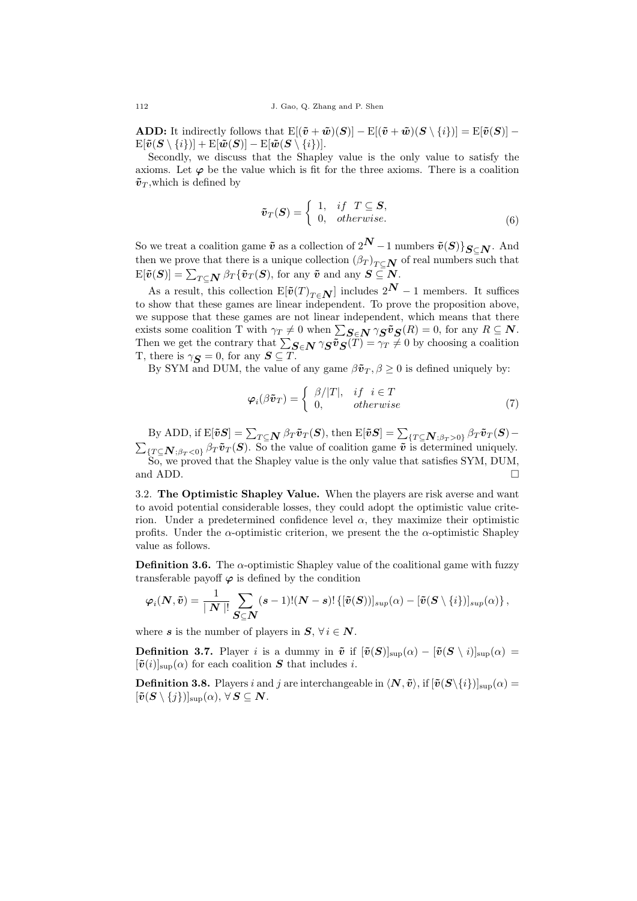**ADD:** It indirectly follows that $\mathrm{E}[(\tilde{\boldsymbol{v}}+\tilde{\boldsymbol{w}})(\boldsymbol{S})]-\mathrm{E}[(\tilde{\boldsymbol{v}}+\tilde{\boldsymbol{w}})(\boldsymbol{S}\setminus\{i\})] = \mathrm{E}[\tilde{\boldsymbol{v}}(\boldsymbol{S})] - \mathrm{E}[\tilde{\boldsymbol{v}}(\boldsymbol{S}\setminus\{i\})] + \mathrm{E}[\tilde{\boldsymbol{w}}(\boldsymbol{S})] - \mathrm{E}[\tilde{\boldsymbol{w}}(\boldsymbol{S}\setminus\{i\})]$.

Secondly, we discuss that the Shapley value is the only value to satisfy the axioms. Let $\boldsymbol{\varphi}$ be the value which is fit for the three axioms. There is a coalition $\tilde{\boldsymbol{v}}_T$,which is defined by

$$\tilde{\boldsymbol{v}}_T(\boldsymbol{S}) = \begin{cases} 1, & if\ \ T \subseteq \boldsymbol{S}, \\ 0, & otherwise. \end{cases} \tag{6}$$

So we treat a coalition game $\tilde{\boldsymbol{v}}$ as a collection of $2^{\boldsymbol{N}}-1$ numbers $\tilde{\boldsymbol{v}}(\boldsymbol{S})\}_{\boldsymbol{S}\subseteq\boldsymbol{N}}$. And then we prove that there is a unique collection $(\beta_T)_{T\subseteq\boldsymbol{N}}$ of real numbers such that $\mathrm{E}[\tilde{\boldsymbol{v}}(\boldsymbol{S})] = \sum_{T\subseteq\boldsymbol{N}} \beta_T\{\tilde{\boldsymbol{v}}_T(\boldsymbol{S})$, for any $\tilde{\boldsymbol{v}}$ and any $\boldsymbol{S}\subseteq\boldsymbol{N}$.

As a result, this collection $\mathrm{E}[\tilde{\boldsymbol{v}}(T)_{T\in\boldsymbol{N}}]$ includes $2^{\boldsymbol{N}}-1$ members. It suffices to show that these games are linear independent. To prove the proposition above, we suppose that these games are not linear independent, which means that there exists some coalition T with $\gamma_T \neq 0$ when $\sum_{\boldsymbol{S}\in\boldsymbol{N}} \gamma_{\boldsymbol{S}}\tilde{\boldsymbol{v}}_{\boldsymbol{S}}(R) = 0$, for any $R\subseteq\boldsymbol{N}$. Then we get the contrary that $\sum_{\boldsymbol{S}\in\boldsymbol{N}} \gamma_{\boldsymbol{S}}\tilde{\boldsymbol{v}}_{\boldsymbol{S}}(T) = \gamma_T \neq 0$ by choosing a coalition T, there is $\gamma_{\boldsymbol{S}} = 0$, for any $\boldsymbol{S}\subseteq T$.

By SYM and DUM, the value of any game $\beta\tilde{\boldsymbol{v}}_T, \beta \geq 0$ is defined uniquely by:

$$\boldsymbol{\varphi}_i(\beta\tilde{\boldsymbol{v}}_T) = \begin{cases} \beta/|T|, & if\ \ i\in T \\ 0, & otherwise \end{cases} \tag{7}$$

By ADD, if $\mathrm{E}[\tilde{\boldsymbol{v}}\boldsymbol{S}] = \sum_{T\subseteq\boldsymbol{N}} \beta_T\tilde{\boldsymbol{v}}_T(\boldsymbol{S})$, then $\mathrm{E}[\tilde{\boldsymbol{v}}\boldsymbol{S}] = \sum_{\{T\subseteq\boldsymbol{N};\beta_T>0\}} \beta_T\tilde{\boldsymbol{v}}_T(\boldsymbol{S}) - \sum_{\{T\subseteq\boldsymbol{N};\beta_T<0\}} \beta_T\tilde{\boldsymbol{v}}_T(\boldsymbol{S})$. So the value of coalition game $\tilde{\boldsymbol{v}}$ is determined uniquely.

So, we proved that the Shapley value is the only value that satisfies SYM, DUM, and ADD. □

3.2. **The Optimistic Shapley Value.** When the players are risk averse and want to avoid potential considerable losses, they could adopt the optimistic value criterion. Under a predetermined confidence level $\alpha$, they maximize their optimistic profits. Under the $\alpha$-optimistic criterion, we present the the $\alpha$-optimistic Shapley value as follows.

**Definition 3.6.** The $\alpha$-optimistic Shapley value of the coalitional game with fuzzy transferable payoff $\boldsymbol{\varphi}$ is defined by the condition

$$\boldsymbol{\varphi}_i(\boldsymbol{N},\tilde{\boldsymbol{v}}) = \frac{1}{|\,\boldsymbol{N}\,|!}\sum_{\boldsymbol{S}\subseteq\boldsymbol{N}} (\boldsymbol{s}-1)!(\boldsymbol{N}-\boldsymbol{s})!\left\{[\tilde{\boldsymbol{v}}(\boldsymbol{S}))]_{sup}(\alpha) - [\tilde{\boldsymbol{v}}(\boldsymbol{S}\setminus\{i\})]_{sup}(\alpha)\right\},$$

where $\boldsymbol{s}$ is the number of players in $\boldsymbol{S}$, $\forall\, i\in\boldsymbol{N}$.

**Definition 3.7.** Player $i$ is a dummy in $\tilde{\boldsymbol{v}}$ if $[\tilde{\boldsymbol{v}}(\boldsymbol{S})]_{\sup}(\alpha) - [\tilde{\boldsymbol{v}}(\boldsymbol{S}\setminus i)]_{\sup}(\alpha) = [\tilde{\boldsymbol{v}}(i)]_{\sup}(\alpha)$ for each coalition $\boldsymbol{S}$ that includes $i$.

**Definition 3.8.** Players $i$ and $j$ are interchangeable in $\langle\boldsymbol{N},\tilde{\boldsymbol{v}}\rangle$, if $[\tilde{\boldsymbol{v}}(\boldsymbol{S}\setminus\{i\})]_{\sup}(\alpha) = [\tilde{\boldsymbol{v}}(\boldsymbol{S}\setminus\{j\})]_{\sup}(\alpha)$, $\forall\,\boldsymbol{S}\subseteq\boldsymbol{N}$.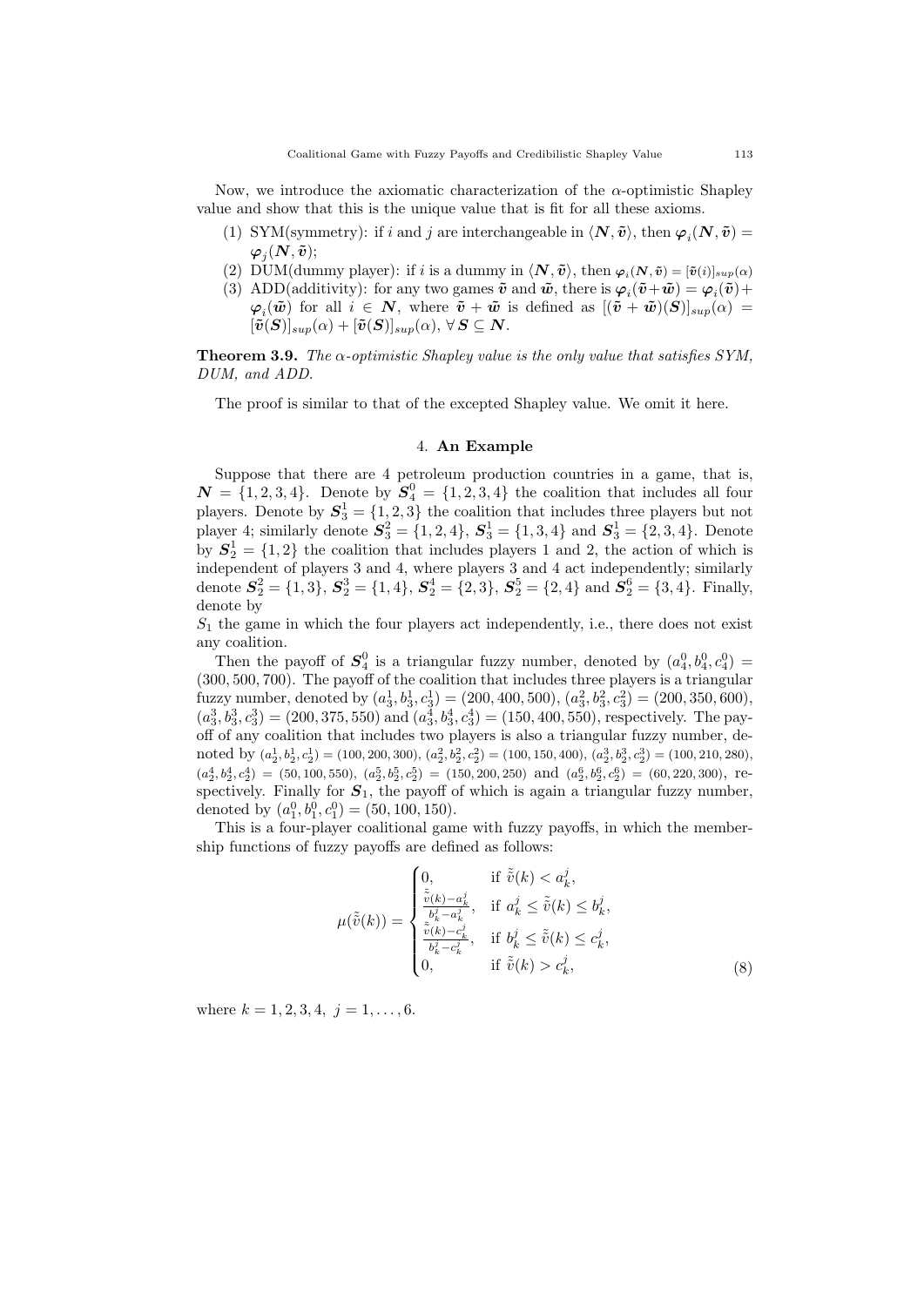Now, we introduce the axiomatic characterization of the $\alpha$-optimistic Shapley value and show that this is the unique value that is fit for all these axioms.

(1) SYM(symmetry): if $i$ and $j$ are interchangeable in $\langle \boldsymbol{N}, \tilde{\boldsymbol{v}} \rangle$, then $\boldsymbol{\varphi}_i(\boldsymbol{N}, \tilde{\boldsymbol{v}}) = \boldsymbol{\varphi}_j(\boldsymbol{N}, \tilde{\boldsymbol{v}})$;

(2) DUM(dummy player): if $i$ is a dummy in $\langle \boldsymbol{N}, \tilde{\boldsymbol{v}} \rangle$, then $\boldsymbol{\varphi}_i(\boldsymbol{N}, \tilde{\boldsymbol{v}}) = [\tilde{\boldsymbol{v}}(i)]_{sup(\alpha)}$

(3) ADD(additivity): for any two games $\tilde{\boldsymbol{v}}$ and $\tilde{\boldsymbol{w}}$, there is $\boldsymbol{\varphi}_i(\tilde{\boldsymbol{v}}+\tilde{\boldsymbol{w}}) = \boldsymbol{\varphi}_i(\tilde{\boldsymbol{v}}) + \boldsymbol{\varphi}_i(\tilde{\boldsymbol{w}})$ for all $i \in \boldsymbol{N}$, where $\tilde{\boldsymbol{v}} + \tilde{\boldsymbol{w}}$ is defined as $[(\tilde{\boldsymbol{v}} + \tilde{\boldsymbol{w}})(\boldsymbol{S})]_{sup}(\alpha) = [\tilde{\boldsymbol{v}}(\boldsymbol{S})]_{sup}(\alpha) + [\tilde{\boldsymbol{v}}(\boldsymbol{S})]_{sup}(\alpha)$, $\forall \boldsymbol{S} \subseteq \boldsymbol{N}$.

**Theorem 3.9.** *The $\alpha$-optimistic Shapley value is the only value that satisfies SYM, DUM, and ADD.*

The proof is similar to that of the excepted Shapley value. We omit it here.

## 4. An Example

Suppose that there are 4 petroleum production countries in a game, that is, $\boldsymbol{N} = \{1, 2, 3, 4\}$. Denote by $\boldsymbol{S}_4^0 = \{1, 2, 3, 4\}$ the coalition that includes all four players. Denote by $\boldsymbol{S}_3^1 = \{1, 2, 3\}$ the coalition that includes three players but not player 4; similarly denote $\boldsymbol{S}_3^2 = \{1, 2, 4\}$, $\boldsymbol{S}_3^1 = \{1, 3, 4\}$ and $\boldsymbol{S}_3^1 = \{2, 3, 4\}$. Denote by $\boldsymbol{S}_2^1 = \{1, 2\}$ the coalition that includes players 1 and 2, the action of which is independent of players 3 and 4, where players 3 and 4 act independently; similarly denote $\boldsymbol{S}_2^2 = \{1, 3\}$, $\boldsymbol{S}_2^3 = \{1, 4\}$, $\boldsymbol{S}_2^4 = \{2, 3\}$, $\boldsymbol{S}_2^5 = \{2, 4\}$ and $\boldsymbol{S}_2^6 = \{3, 4\}$. Finally, denote by

$S_1$ the game in which the four players act independently, i.e., there does not exist any coalition.

Then the payoff of $\boldsymbol{S}_4^0$ is a triangular fuzzy number, denoted by $(a_4^0, b_4^0, c_4^0) = (300, 500, 700)$. The payoff of the coalition that includes three players is a triangular fuzzy number, denoted by $(a_3^1, b_3^1, c_3^1) = (200, 400, 500)$, $(a_3^2, b_3^2, c_3^2) = (200, 350, 600)$, $(a_3^3, b_3^3, c_3^3) = (200, 375, 550)$ and $(a_3^4, b_3^4, c_3^4) = (150, 400, 550)$, respectively. The payoff of any coalition that includes two players is also a triangular fuzzy number, denoted by $(a_2^1, b_2^1, c_2^1) = (100, 200, 300)$, $(a_2^2, b_2^2, c_2^2) = (100, 150, 400)$, $(a_2^3, b_2^3, c_2^3) = (100, 210, 280)$, $(a_2^4, b_2^4, c_2^4) = (50, 100, 550)$, $(a_2^5, b_2^5, c_2^5) = (150, 200, 250)$ and $(a_2^6, b_2^6, c_2^6) = (60, 220, 300)$, respectively. Finally for $\boldsymbol{S}_1$, the payoff of which is again a triangular fuzzy number, denoted by $(a_1^0, b_1^0, c_1^0) = (50, 100, 150)$.

This is a four-player coalitional game with fuzzy payoffs, in which the membership functions of fuzzy payoffs are defined as follows:

$$
\mu(\tilde{\tilde{v}}(k)) = \begin{cases} 0, & \text{if } \tilde{\tilde{v}}(k) < a_k^j, \\ \frac{\tilde{\tilde{v}}(k) - a_k^j}{b_k^j - a_k^j}, & \text{if } a_k^j \leq \tilde{\tilde{v}}(k) \leq b_k^j, \\ \frac{\tilde{\tilde{v}}(k) - c_k^j}{b_k^j - c_k^j}, & \text{if } b_k^j \leq \tilde{\tilde{v}}(k) \leq c_k^j, \\ 0, & \text{if } \tilde{\tilde{v}}(k) > c_k^j, \end{cases} \tag{8}
$$

where $k = 1, 2, 3, 4, \ j = 1, \ldots, 6$.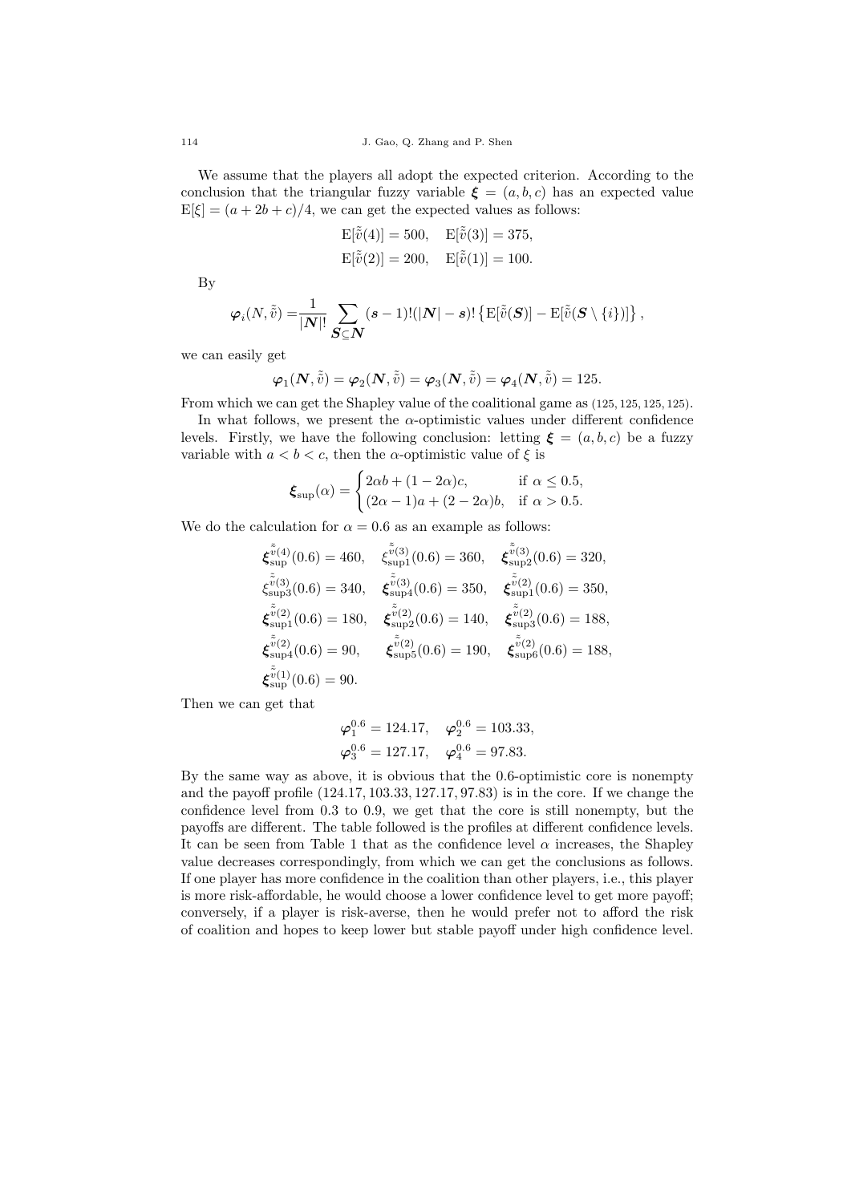We assume that the players all adopt the expected criterion. According to the conclusion that the triangular fuzzy variable $\boldsymbol{\xi} = (a, b, c)$ has an expected value $\mathrm{E}[\xi] = (a + 2b + c)/4$, we can get the expected values as follows:

$$
\mathrm{E}[\tilde{\tilde{v}}(4)] = 500, \quad \mathrm{E}[\tilde{\tilde{v}}(3)] = 375,
$$

$$
\mathrm{E}[\tilde{\tilde{v}}(2)] = 200, \quad \mathrm{E}[\tilde{\tilde{v}}(1)] = 100.
$$

By

$$
\boldsymbol{\varphi}_i(N, \tilde{\tilde{v}}) = \frac{1}{|\boldsymbol{N}|!} \sum_{\boldsymbol{S} \subseteq \boldsymbol{N}} (\boldsymbol{s} - 1)!(|\boldsymbol{N}| - \boldsymbol{s})! \left\{ \mathrm{E}[\tilde{\tilde{v}}(\boldsymbol{S})] - \mathrm{E}[\tilde{\tilde{v}}(\boldsymbol{S} \setminus \{i\})] \right\},
$$

we can easily get

$$
\boldsymbol{\varphi}_1(\boldsymbol{N}, \tilde{\tilde{v}}) = \boldsymbol{\varphi}_2(\boldsymbol{N}, \tilde{\tilde{v}}) = \boldsymbol{\varphi}_3(\boldsymbol{N}, \tilde{\tilde{v}}) = \boldsymbol{\varphi}_4(\boldsymbol{N}, \tilde{\tilde{v}}) = 125.
$$

From which we can get the Shapley value of the coalitional game as $(125, 125, 125, 125)$.

In what follows, we present the $\alpha$-optimistic values under different confidence levels. Firstly, we have the following conclusion: letting $\boldsymbol{\xi} = (a, b, c)$ be a fuzzy variable with $a < b < c$, then the $\alpha$-optimistic value of $\xi$ is

$$
\boldsymbol{\xi}_{\sup}(\alpha) = \begin{cases} 2\alpha b + (1 - 2\alpha)c, & \text{if } \alpha \le 0.5, \\ (2\alpha - 1)a + (2 - 2\alpha)b, & \text{if } \alpha > 0.5. \end{cases}
$$

We do the calculation for $\alpha = 0.6$ as an example as follows:

$$
\begin{aligned}
&\boldsymbol{\xi}_{\sup}^{\tilde{\tilde{v}}(4)}(0.6) = 460, \quad \xi_{\sup 1}^{\tilde{\tilde{v}}(3)}(0.6) = 360, \quad \boldsymbol{\xi}_{\sup 2}^{\tilde{\tilde{v}}(3)}(0.6) = 320, \\
&\xi_{\sup 3}^{\tilde{\tilde{v}}(3)}(0.6) = 340, \quad \boldsymbol{\xi}_{\sup 4}^{\tilde{\tilde{v}}(3)}(0.6) = 350, \quad \boldsymbol{\xi}_{\sup 1}^{\tilde{\tilde{v}}(2)}(0.6) = 350, \\
&\boldsymbol{\xi}_{\sup 1}^{\tilde{\tilde{v}}(2)}(0.6) = 180, \quad \boldsymbol{\xi}_{\sup 2}^{\tilde{\tilde{v}}(2)}(0.6) = 140, \quad \boldsymbol{\xi}_{\sup 3}^{\tilde{\tilde{v}}(2)}(0.6) = 188, \\
&\boldsymbol{\xi}_{\sup 4}^{\tilde{\tilde{v}}(2)}(0.6) = 90, \quad \boldsymbol{\xi}_{\sup 5}^{\tilde{\tilde{v}}(2)}(0.6) = 190, \quad \boldsymbol{\xi}_{\sup 6}^{\tilde{\tilde{v}}(2)}(0.6) = 188, \\
&\boldsymbol{\xi}_{\sup}^{\tilde{\tilde{v}}(1)}(0.6) = 90.
\end{aligned}
$$

Then we can get that

$$
\boldsymbol{\varphi}_1^{0.6} = 124.17, \quad \boldsymbol{\varphi}_2^{0.6} = 103.33,
$$

$$
\boldsymbol{\varphi}_3^{0.6} = 127.17, \quad \boldsymbol{\varphi}_4^{0.6} = 97.83.
$$

By the same way as above, it is obvious that the 0.6-optimistic core is nonempty and the payoff profile $(124.17, 103.33, 127.17, 97.83)$ is in the core. If we change the confidence level from 0.3 to 0.9, we get that the core is still nonempty, but the payoffs are different. The table followed is the profiles at different confidence levels. It can be seen from Table 1 that as the confidence level $\alpha$ increases, the Shapley value decreases correspondingly, from which we can get the conclusions as follows. If one player has more confidence in the coalition than other players, i.e., this player is more risk-affordable, he would choose a lower confidence level to get more payoff; conversely, if a player is risk-averse, then he would prefer not to afford the risk of coalition and hopes to keep lower but stable payoff under high confidence level.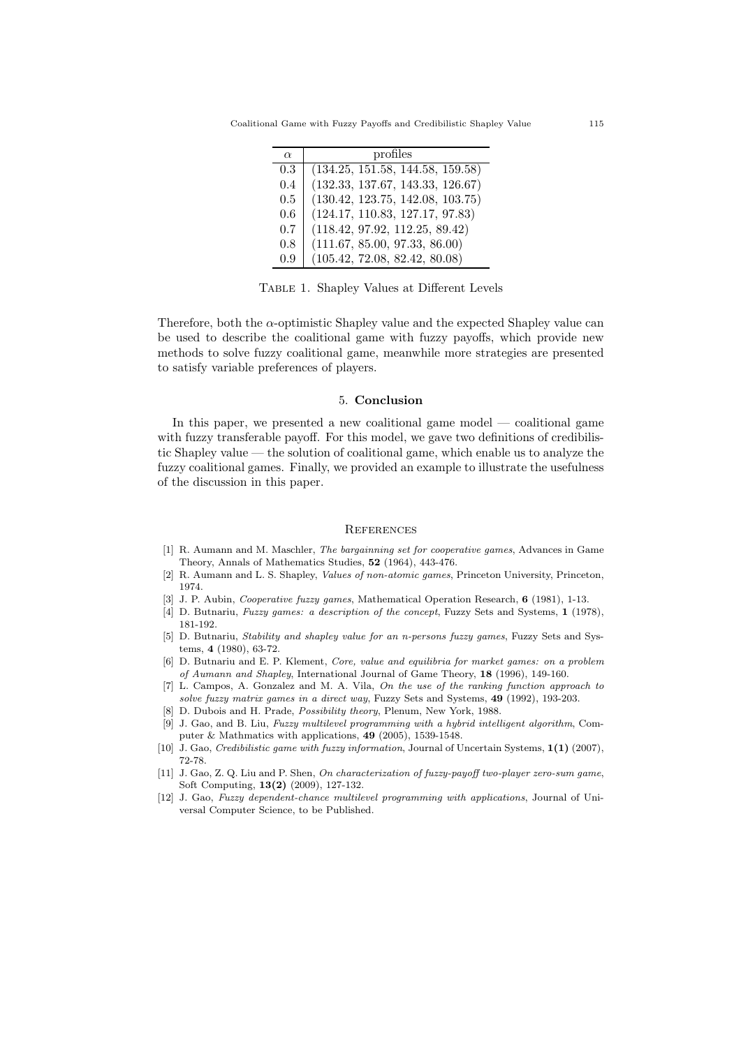| $\alpha$ | profiles |
|---|---|
| 0.3 | (134.25, 151.58, 144.58, 159.58) |
| 0.4 | (132.33, 137.67, 143.33, 126.67) |
| 0.5 | (130.42, 123.75, 142.08, 103.75) |
| 0.6 | (124.17, 110.83, 127.17, 97.83) |
| 0.7 | (118.42, 97.92, 112.25, 89.42) |
| 0.8 | (111.67, 85.00, 97.33, 86.00) |
| 0.9 | (105.42, 72.08, 82.42, 80.08) |

Table 1. Shapley Values at Different Levels

Therefore, both the $\alpha$-optimistic Shapley value and the expected Shapley value can be used to describe the coalitional game with fuzzy payoffs, which provide new methods to solve fuzzy coalitional game, meanwhile more strategies are presented to satisfy variable preferences of players.

## 5. Conclusion

In this paper, we presented a new coalitional game model — coalitional game with fuzzy transferable payoff. For this model, we gave two definitions of credibilistic Shapley value — the solution of coalitional game, which enable us to analyze the fuzzy coalitional games. Finally, we provided an example to illustrate the usefulness of the discussion in this paper.

## References

[1] R. Aumann and M. Maschler, *The bargainning set for cooperative games*, Advances in Game Theory, Annals of Mathematics Studies, **52** (1964), 443-476.

[2] R. Aumann and L. S. Shapley, *Values of non-atomic games*, Princeton University, Princeton, 1974.

[3] J. P. Aubin, *Cooperative fuzzy games*, Mathematical Operation Research, **6** (1981), 1-13.

[4] D. Butnariu, *Fuzzy games: a description of the concept*, Fuzzy Sets and Systems, **1** (1978), 181-192.

[5] D. Butnariu, *Stability and shapley value for an n-persons fuzzy games*, Fuzzy Sets and Systems, **4** (1980), 63-72.

[6] D. Butnariu and E. P. Klement, *Core, value and equilibria for market games: on a problem of Aumann and Shapley*, International Journal of Game Theory, **18** (1996), 149-160.

[7] L. Campos, A. Gonzalez and M. A. Vila, *On the use of the ranking function approach to solve fuzzy matrix games in a direct way*, Fuzzy Sets and Systems, **49** (1992), 193-203.

[8] D. Dubois and H. Prade, *Possibility theory*, Plenum, New York, 1988.

[9] J. Gao, and B. Liu, *Fuzzy multilevel programming with a hybrid intelligent algorithm*, Computer & Mathmatics with applications, **49** (2005), 1539-1548.

[10] J. Gao, *Credibilistic game with fuzzy information*, Journal of Uncertain Systems, **1(1)** (2007), 72-78.

[11] J. Gao, Z. Q. Liu and P. Shen, *On characterization of fuzzy-payoff two-player zero-sum game*, Soft Computing, **13(2)** (2009), 127-132.

[12] J. Gao, *Fuzzy dependent-chance multilevel programming with applications*, Journal of Universal Computer Science, to be Published.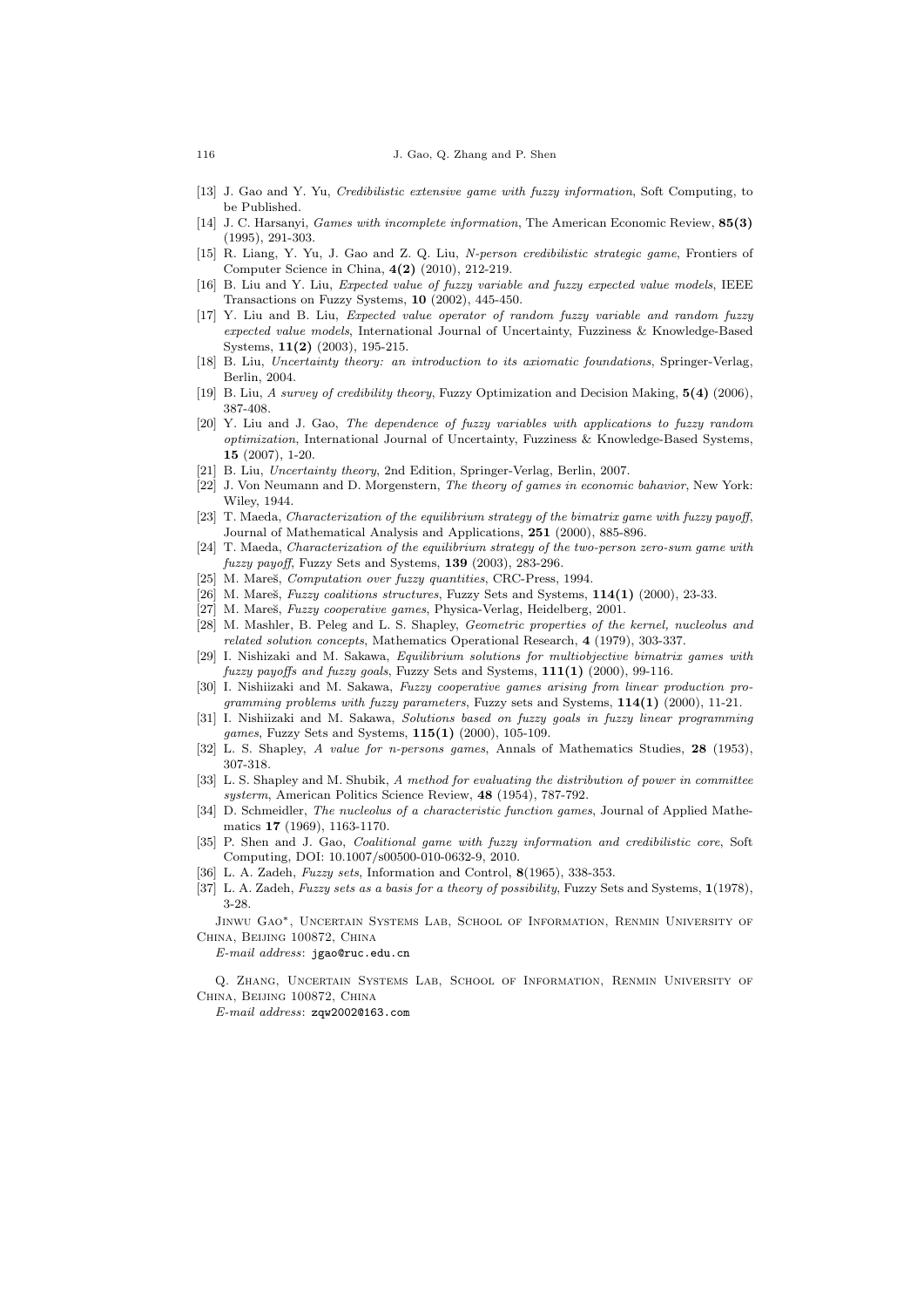[13] J. Gao and Y. Yu, *Credibilistic extensive game with fuzzy information*, Soft Computing, to be Published.

[14] J. C. Harsanyi, *Games with incomplete information*, The American Economic Review, **85(3)** (1995), 291-303.

[15] R. Liang, Y. Yu, J. Gao and Z. Q. Liu, *N-person credibilistic strategic game*, Frontiers of Computer Science in China, **4(2)** (2010), 212-219.

[16] B. Liu and Y. Liu, *Expected value of fuzzy variable and fuzzy expected value models*, IEEE Transactions on Fuzzy Systems, **10** (2002), 445-450.

[17] Y. Liu and B. Liu, *Expected value operator of random fuzzy variable and random fuzzy expected value models*, International Journal of Uncertainty, Fuzziness & Knowledge-Based Systems, **11(2)** (2003), 195-215.

[18] B. Liu, *Uncertainty theory: an introduction to its axiomatic foundations*, Springer-Verlag, Berlin, 2004.

[19] B. Liu, *A survey of credibility theory*, Fuzzy Optimization and Decision Making, **5(4)** (2006), 387-408.

[20] Y. Liu and J. Gao, *The dependence of fuzzy variables with applications to fuzzy random optimization*, International Journal of Uncertainty, Fuzziness & Knowledge-Based Systems, **15** (2007), 1-20.

[21] B. Liu, *Uncertainty theory*, 2nd Edition, Springer-Verlag, Berlin, 2007.

[22] J. Von Neumann and D. Morgenstern, *The theory of games in economic bahavior*, New York: Wiley, 1944.

[23] T. Maeda, *Characterization of the equilibrium strategy of the bimatrix game with fuzzy payoff*, Journal of Mathematical Analysis and Applications, **251** (2000), 885-896.

[24] T. Maeda, *Characterization of the equilibrium strategy of the two-person zero-sum game with fuzzy payoff*, Fuzzy Sets and Systems, **139** (2003), 283-296.

[25] M. Mareš, *Computation over fuzzy quantities*, CRC-Press, 1994.

[26] M. Mareš, *Fuzzy coalitions structures*, Fuzzy Sets and Systems, **114(1)** (2000), 23-33.

[27] M. Mareš, *Fuzzy cooperative games*, Physica-Verlag, Heidelberg, 2001.

[28] M. Mashler, B. Peleg and L. S. Shapley, *Geometric properties of the kernel, nucleolus and related solution concepts*, Mathematics Operational Research, **4** (1979), 303-337.

[29] I. Nishizaki and M. Sakawa, *Equilibrium solutions for multiobjective bimatrix games with fuzzy payoffs and fuzzy goals*, Fuzzy Sets and Systems, **111(1)** (2000), 99-116.

[30] I. Nishiizaki and M. Sakawa, *Fuzzy cooperative games arising from linear production programming problems with fuzzy parameters*, Fuzzy sets and Systems, **114(1)** (2000), 11-21.

[31] I. Nishiizaki and M. Sakawa, *Solutions based on fuzzy goals in fuzzy linear programming games*, Fuzzy Sets and Systems, **115(1)** (2000), 105-109.

[32] L. S. Shapley, *A value for n-persons games*, Annals of Mathematics Studies, **28** (1953), 307-318.

[33] L. S. Shapley and M. Shubik, *A method for evaluating the distribution of power in committee systerm*, American Politics Science Review, **48** (1954), 787-792.

[34] D. Schmeidler, *The nucleolus of a characteristic function games*, Journal of Applied Mathematics **17** (1969), 1163-1170.

[35] P. Shen and J. Gao, *Coalitional game with fuzzy information and credibilistic core*, Soft Computing, DOI: 10.1007/s00500-010-0632-9, 2010.

[36] L. A. Zadeh, *Fuzzy sets*, Information and Control, **8**(1965), 338-353.

[37] L. A. Zadeh, *Fuzzy sets as a basis for a theory of possibility*, Fuzzy Sets and Systems, **1**(1978), 3-28.

Jinwu Gao*, Uncertain Systems Lab, School of Information, Renmin University of China, Beijing 100872, China

*E-mail address*: jgao@ruc.edu.cn

Q. Zhang, Uncertain Systems Lab, School of Information, Renmin University of China, Beijing 100872, China

*E-mail address*: zqw2002@163.com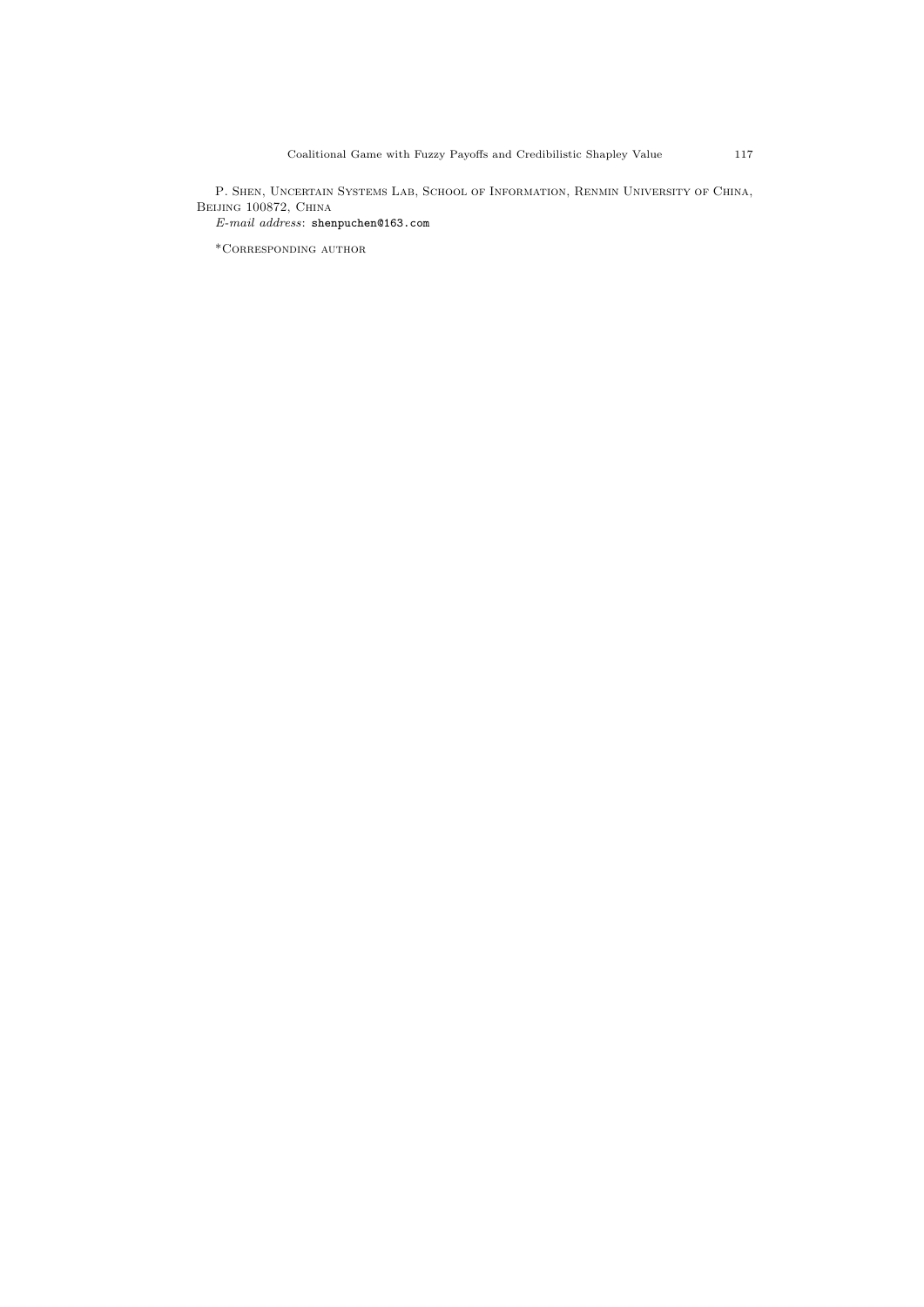P. Shen, Uncertain Systems Lab, School of Information, Renmin University of China, Beijing 100872, China

*E-mail address*: shenpuchen@163.com

*Corresponding author